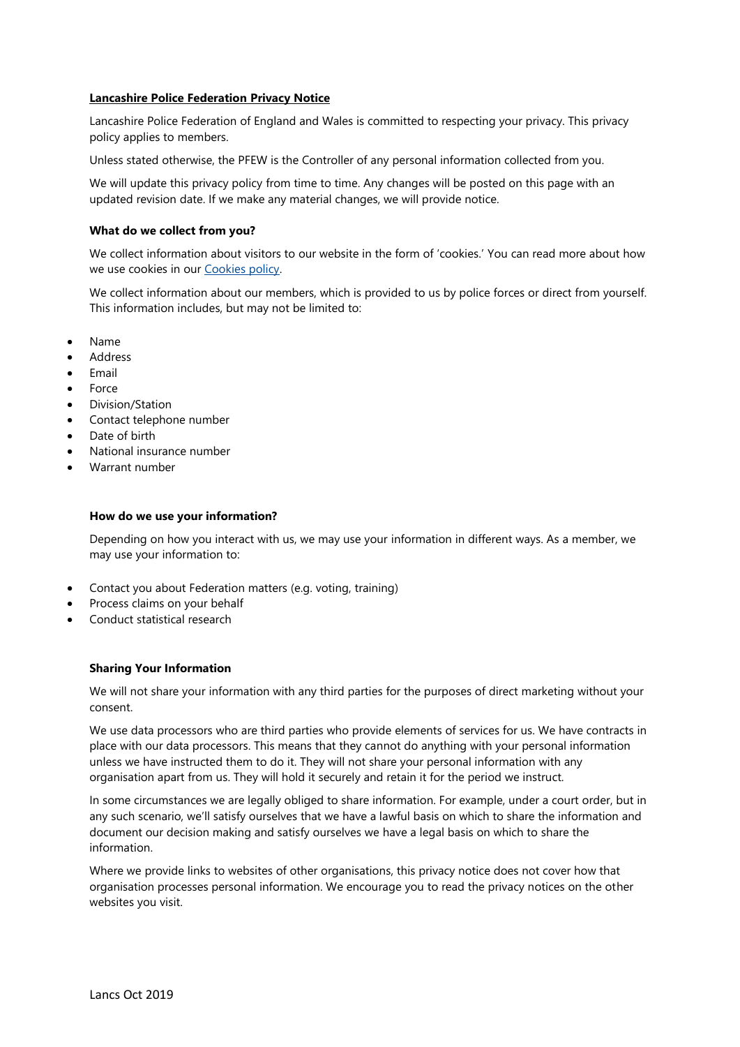# Lancashire Police Federation Privacy Notice

Lancashire Police Federation of England and Wales is committed to respecting your privacy. This privacy policy applies to members.

Unless stated otherwise, the PFEW is the Controller of any personal information collected from you.

We will update this privacy policy from time to time. Any changes will be posted on this page with an updated revision date. If we make any material changes, we will provide notice.

### What do we collect from you?

We collect information about visitors to our website in the form of 'cookies.' You can read more about how we use cookies in our Cookies policy.

We collect information about our members, which is provided to us by police forces or direct from yourself. This information includes, but may not be limited to:

- Name
- Address
- Email
- Force
- Division/Station
- Contact telephone number
- Date of birth
- National insurance number
- Warrant number

### How do we use your information?

Depending on how you interact with us, we may use your information in different ways. As a member, we may use your information to:

- Contact you about Federation matters (e.g. voting, training)
- Process claims on your behalf
- Conduct statistical research

### Sharing Your Information

We will not share your information with any third parties for the purposes of direct marketing without your consent.

We use data processors who are third parties who provide elements of services for us. We have contracts in place with our data processors. This means that they cannot do anything with your personal information unless we have instructed them to do it. They will not share your personal information with any organisation apart from us. They will hold it securely and retain it for the period we instruct.

In some circumstances we are legally obliged to share information. For example, under a court order, but in any such scenario, we'll satisfy ourselves that we have a lawful basis on which to share the information and document our decision making and satisfy ourselves we have a legal basis on which to share the information.

Where we provide links to websites of other organisations, this privacy notice does not cover how that organisation processes personal information. We encourage you to read the privacy notices on the other websites you visit.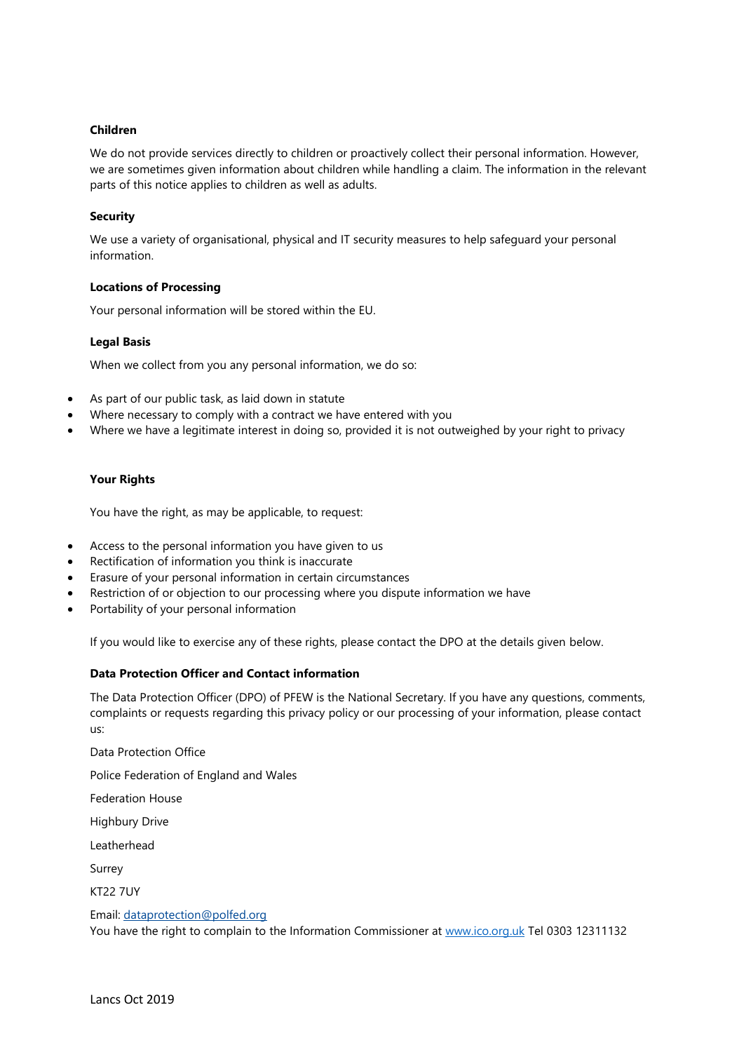**Children**

We do not provide services directly to children or proactively collect their personal information. However, we are sometimes given information about children while handling a claim. The information in the relevant parts of this notice applies to children as well as adults.

**Security**

We use a variety of organisational, physical and IT security measures to help safeguard your personal information.

**Locations of Processing**

Your personal information will be stored within the EU.

**Legal Basis**

When we collect from you any personal information, we do so:

- As part of our public task, as laid down in statute
- Where necessary to comply with a contract we have entered with you
- Where we have a legitimate interest in doing so, provided it is not outweighed by your right to privacy

**Your Rights**

You have the right, as may be applicable, to request:

- Access to the personal information you have given to us
- Rectification of information you think is inaccurate
- Erasure of your personal information in certain circumstances
- Restriction of or objection to our processing where you dispute information we have
- Portability of your personal information

If you would like to exercise any of these rights, please contact the DPO at the details given below.

**Data Protection Officer and Contact information**

The Data Protection Officer (DPO) of PFEW is the National Secretary. If you have any questions, comments, complaints or requests regarding this privacy policy or our processing of your information, please contact us:

Data Protection Office

Police Federation of England and Wales

Federation House

Highbury Drive

Leatherhead

Surrey

KT22 7UY

Email: dataprotection@polfed.org
You have the right to complain to the Information Commissioner at www.ico.org.uk Tel 0303 12311132

Lancs Oct 2019